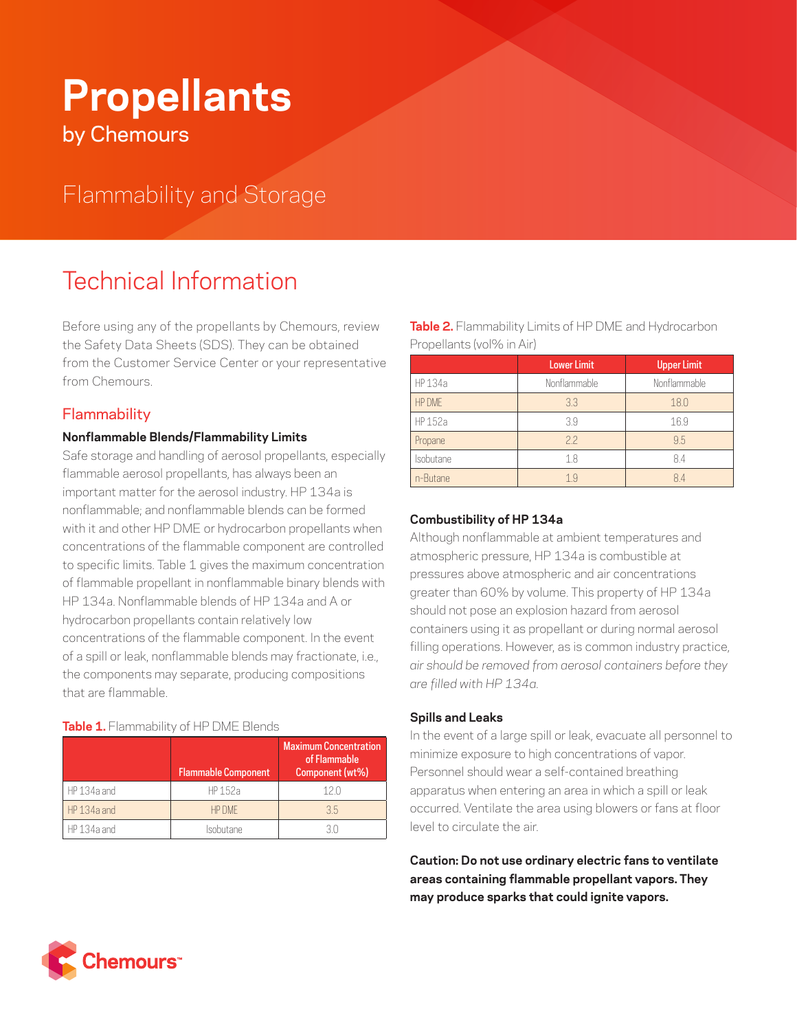# Propellants

by Chemours

## Flammability and Storage

# Technical Information

Before using any of the propellants by Chemours, review the Safety Data Sheets (SDS). They can be obtained from the Customer Service Center or your representative from Chemours.

## Flammability

### Nonflammable Blends/Flammability Limits

Safe storage and handling of aerosol propellants, especially flammable aerosol propellants, has always been an important matter for the aerosol industry. HP 134a is nonflammable; and nonflammable blends can be formed with it and other HP DME or hydrocarbon propellants when concentrations of the flammable component are controlled to specific limits. Table 1 gives the maximum concentration of flammable propellant in nonflammable binary blends with HP 134a. Nonflammable blends of HP 134a and A or hydrocarbon propellants contain relatively low concentrations of the flammable component. In the event of a spill or leak, nonflammable blends may fractionate, i.e., the components may separate, producing compositions that are flammable.

**Table 1.** Flammability of HP DME Blends

| | Flammable Component | Maximum Concentration of Flammable Component (wt%) |
|---|---|---|
| HP 134a and | HP 152a | 12.0 |
| HP 134a and | HP DME | 3.5 |
| HP 134a and | Isobutane | 3.0 |

**Table 2.** Flammability Limits of HP DME and Hydrocarbon Propellants (vol% in Air)

| | Lower Limit | Upper Limit |
|---|---|---|
| HP 134a | Nonflammable | Nonflammable |
| HP DME | 3.3 | 18.0 |
| HP 152a | 3.9 | 16.9 |
| Propane | 2.2 | 9.5 |
| Isobutane | 1.8 | 8.4 |
| n-Butane | 1.9 | 8.4 |

### Combustibility of HP 134a

Although nonflammable at ambient temperatures and atmospheric pressure, HP 134a is combustible at pressures above atmospheric and air concentrations greater than 60% by volume. This property of HP 134a should not pose an explosion hazard from aerosol containers using it as propellant or during normal aerosol filling operations. However, as is common industry practice, *air should be removed from aerosol containers before they are filled with HP 134a.*

### Spills and Leaks

In the event of a large spill or leak, evacuate all personnel to minimize exposure to high concentrations of vapor. Personnel should wear a self-contained breathing apparatus when entering an area in which a spill or leak occurred. Ventilate the area using blowers or fans at floor level to circulate the air.

**Caution: Do not use ordinary electric fans to ventilate areas containing flammable propellant vapors. They may produce sparks that could ignite vapors.**

Chemours™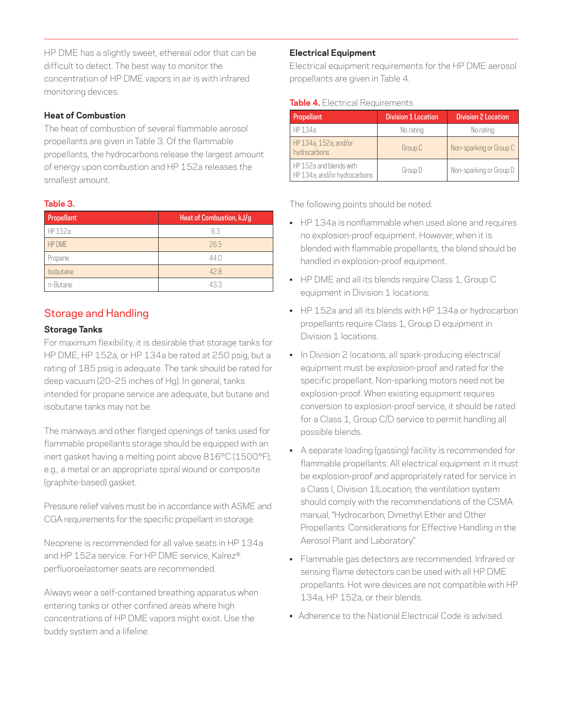HP DME has a slightly sweet, ethereal odor that can be difficult to detect. The best way to monitor the concentration of HP DME vapors in air is with infrared monitoring devices.

### Heat of Combustion

The heat of combustion of several flammable aerosol propellants are given in Table 3. Of the flammable propellants, the hydrocarbons release the largest amount of energy upon combustion and HP 152a releases the smallest amount.

**Table 3.**

| Propellant | Heat of Combustion, kJ/g |
| --- | --- |
| HP 152a | 6.3 |
| HP DME | 26.5 |
| Propane | 44.0 |
| Isobutane | 42.8 |
| n-Butane | 43.3 |

## Storage and Handling

### Storage Tanks

For maximum flexibility, it is desirable that storage tanks for HP DME, HP 152a, or HP 134a be rated at 250 psig, but a rating of 185 psig is adequate. The tank should be rated for deep vacuum (20–25 inches of Hg). In general, tanks intended for propane service are adequate, but butane and isobutane tanks may not be.

The manways and other flanged openings of tanks used for flammable propellants storage should be equipped with an inert gasket having a melting point above 816°C (1500°F), e.g., a metal or an appropriate spiral wound or composite (graphite-based) gasket.

Pressure relief valves must be in accordance with ASME and CGA requirements for the specific propellant in storage.

Neoprene is recommended for all valve seats in HP 134a and HP 152a service. For HP DME service, Kalrez® perfluoroelastomer seats are recommended.

Always wear a self-contained breathing apparatus when entering tanks or other confined areas where high concentrations of HP DME vapors might exist. Use the buddy system and a lifeline.

### Electrical Equipment

Electrical equipment requirements for the HP DME aerosol propellants are given in Table 4.

**Table 4.** Electrical Requirements

| Propellant | Division 1 Location | Division 2 Location |
| --- | --- | --- |
| HP 134a | No rating | No rating |
| HP 134a, 152a, and/or hydrocarbons | Group C | Non-sparking or Group C |
| HP 152a and blends with HP 134a, and/or hydrocarbons | Group D | Non-sparking or Group D |

The following points should be noted:

- HP 134a is nonflammable when used alone and requires no explosion-proof equipment. However, when it is blended with flammable propellants, the blend should be handled in explosion-proof equipment.
- HP DME and all its blends require Class 1, Group C equipment in Division 1 locations.
- HP 152a and all its blends with HP 134a or hydrocarbon propellants require Class 1, Group D equipment in Division 1 locations.
- In Division 2 locations, all spark-producing electrical equipment must be explosion-proof and rated for the specific propellant. Non-sparking motors need not be explosion-proof. When existing equipment requires conversion to explosion-proof service, it should be rated for a Class 1, Group C/D service to permit handling all possible blends.
- A separate loading (gassing) facility is recommended for flammable propellants. All electrical equipment in it must be explosion-proof and appropriately rated for service in a Class I, Division 1lLocation; the ventilation system should comply with the recommendations of the CSMA manual, "Hydrocarbon, Dimethyl Ether and Other Propellants: Considerations for Effective Handling in the Aerosol Plant and Laboratory."
- Flammable gas detectors are recommended. Infrared or sensing flame detectors can be used with all HP DME propellants. Hot wire devices are not compatible with HP 134a, HP 152a, or their blends.
- Adherence to the National Electrical Code is advised.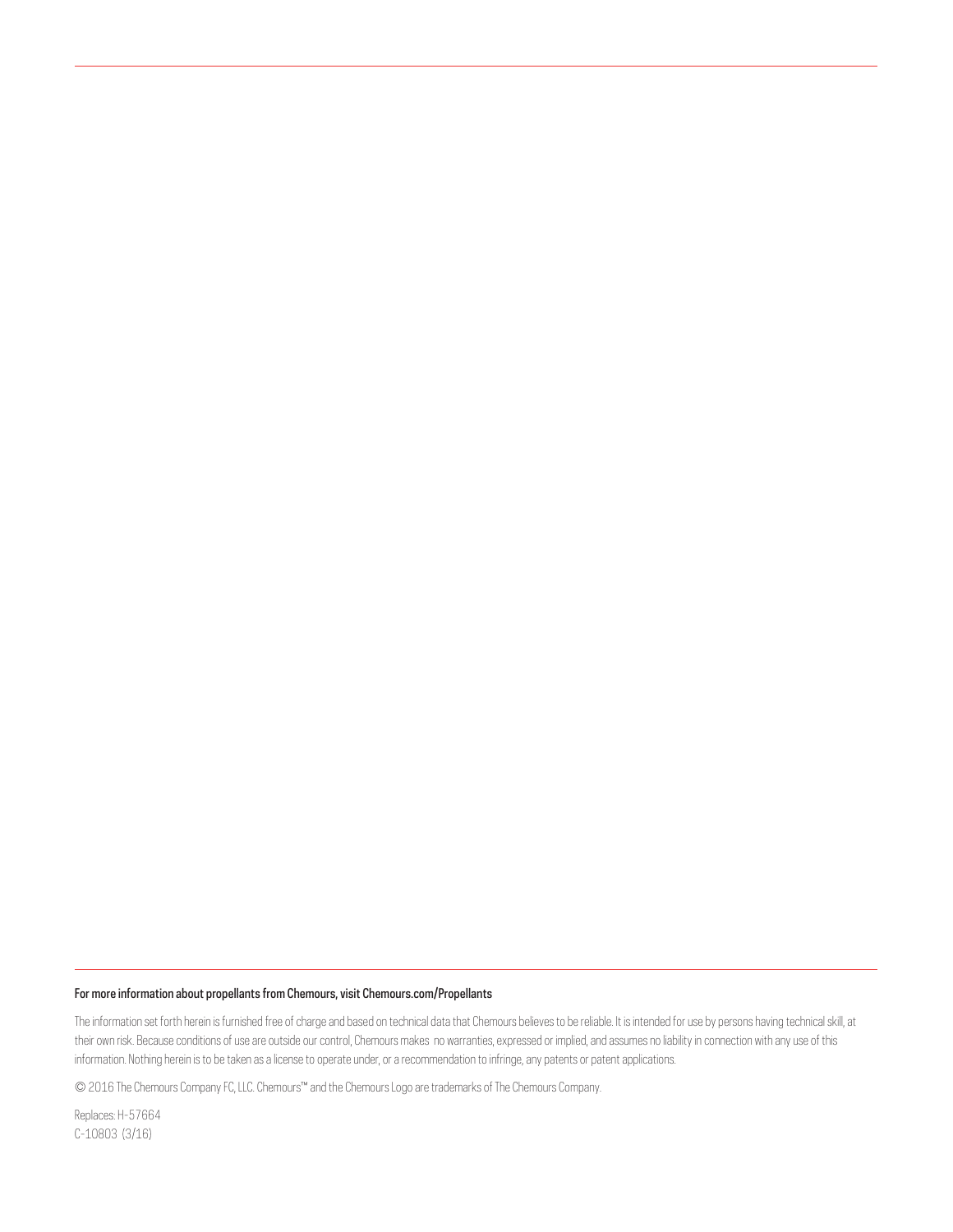**For more information about propellants from Chemours, visit Chemours.com/Propellants**

The information set forth herein is furnished free of charge and based on technical data that Chemours believes to be reliable. It is intended for use by persons having technical skill, at their own risk. Because conditions of use are outside our control, Chemours makes no warranties, expressed or implied, and assumes no liability in connection with any use of this information. Nothing herein is to be taken as a license to operate under, or a recommendation to infringe, any patents or patent applications.

© 2016 The Chemours Company FC, LLC. Chemours™ and the Chemours Logo are trademarks of The Chemours Company.

Replaces: H-57664
C-10803 (3/16)